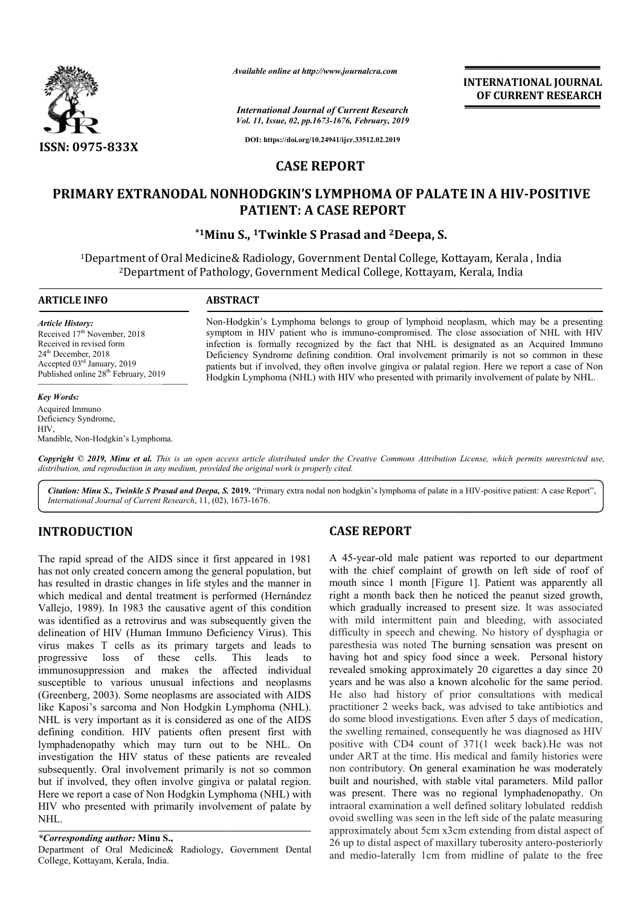*Available online at http://www.journalcra.com*

*International Journal of Current Research*
*Vol. 11, Issue, 02, pp.1673-1676, February, 2019*

**DOI: https://doi.org/10.24941/ijcr.33512.02.2019**

**INTERNATIONAL JOURNAL OF CURRENT RESEARCH**

**ISSN: 0975-833X**

## CASE REPORT

# PRIMARY EXTRANODAL NONHODGKIN'S LYMPHOMA OF PALATE IN A HIV-POSITIVE PATIENT: A CASE REPORT

**\*[1]Minu S., [1]Twinkle S Prasad and [2]Deepa, S.**

[1]Department of Oral Medicine& Radiology, Government Dental College, Kottayam, Kerala , India
[2]Department of Pathology, Government Medical College, Kottayam, Kerala, India

### ARTICLE INFO

*Article History:*
Received 17th November, 2018
Received in revised form
24th December, 2018
Accepted 03rd January, 2019
Published online 28th February, 2019

*Key Words:*
Acquired Immuno Deficiency Syndrome,
HIV,
Mandible, Non-Hodgkin's Lymphoma.

### ABSTRACT

Non-Hodgkin's Lymphoma belongs to group of lymphoid neoplasm, which may be a presenting symptom in HIV patient who is immuno-compromised. The close association of NHL with HIV infection is formally recognized by the fact that NHL is designated as an Acquired Immuno Deficiency Syndrome defining condition. Oral involvement primarily is not so common in these patients but if involved, they often involve gingiva or palatal region. Here we report a case of Non Hodgkin Lymphoma (NHL) with HIV who presented with primarily involvement of palate by NHL.

*Copyright © 2019, Minu et al. This is an open access article distributed under the Creative Commons Attribution License, which permits unrestricted use, distribution, and reproduction in any medium, provided the original work is properly cited.*

*Citation: Minu S., Twinkle S Prasad and Deepa, S.* **2019.** "Primary extra nodal non hodgkin's lymphoma of palate in a HIV-positive patient: A case Report", *International Journal of Current Research*, 11, (02), 1673-1676.

## INTRODUCTION

The rapid spread of the AIDS since it first appeared in 1981 has not only created concern among the general population, but has resulted in drastic changes in life styles and the manner in which medical and dental treatment is performed (Hernández Vallejo, 1989). In 1983 the causative agent of this condition was identified as a retrovirus and was subsequently given the delineation of HIV (Human Immuno Deficiency Virus). This virus makes T cells as its primary targets and leads to progressive loss of these cells. This leads to immunosuppression and makes the affected individual susceptible to various unusual infections and neoplasms (Greenberg, 2003). Some neoplasms are associated with AIDS like Kaposi's sarcoma and Non Hodgkin Lymphoma (NHL). NHL is very important as it is considered as one of the AIDS defining condition. HIV patients often present first with lymphadenopathy which may turn out to be NHL. On investigation the HIV status of these patients are revealed subsequently. Oral involvement primarily is not so common but if involved, they often involve gingiva or palatal region. Here we report a case of Non Hodgkin Lymphoma (NHL) with HIV who presented with primarily involvement of palate by NHL.

## CASE REPORT

A 45-year-old male patient was reported to our department with the chief complaint of growth on left side of roof of mouth since 1 month [Figure 1]. Patient was apparently all right a month back then he noticed the peanut sized growth, which gradually increased to present size. It was associated with mild intermittent pain and bleeding, with associated difficulty in speech and chewing. No history of dysphagia or paresthesia was noted The burning sensation was present on having hot and spicy food since a week. Personal history revealed smoking approximately 20 cigarettes a day since 20 years and he was also a known alcoholic for the same period. He also had history of prior consultations with medical practitioner 2 weeks back, was advised to take antibiotics and do some blood investigations. Even after 5 days of medication, the swelling remained, consequently he was diagnosed as HIV positive with CD4 count of 371(1 week back).He was not under ART at the time. His medical and family histories were non contributory. On general examination he was moderately built and nourished, with stable vital parameters. Mild pallor was present. There was no regional lymphadenopathy. On intraoral examination a well defined solitary lobulated reddish ovoid swelling was seen in the left side of the palate measuring approximately about 5cm x3cm extending from distal aspect of 26 up to distal aspect of maxillary tuberosity antero-posteriorly and medio-laterally 1cm from midline of palate to the free

*\*Corresponding author:* **Minu S.,**
Department of Oral Medicine& Radiology, Government Dental College, Kottayam, Kerala, India.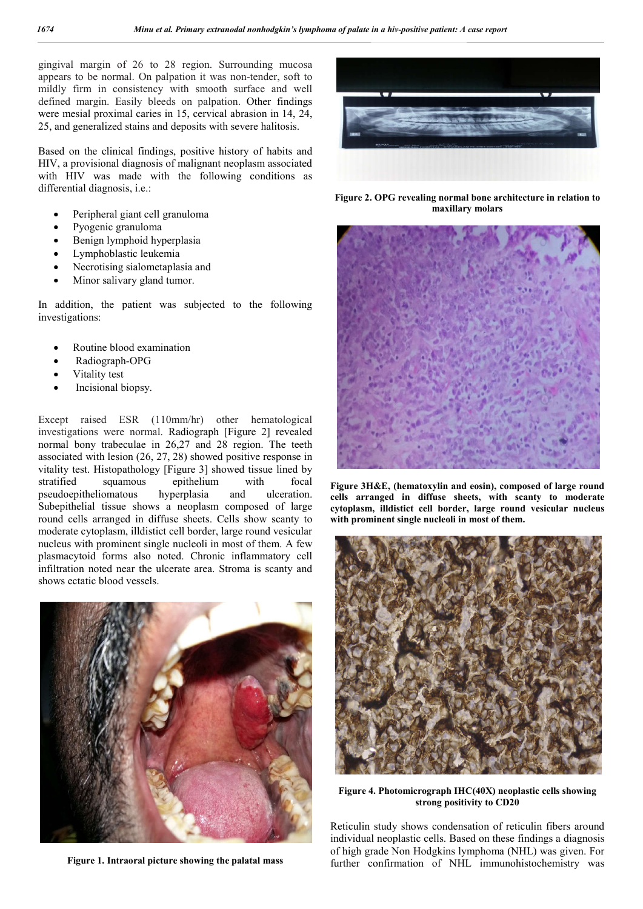gingival margin of 26 to 28 region. Surrounding mucosa appears to be normal. On palpation it was non-tender, soft to mildly firm in consistency with smooth surface and well defined margin. Easily bleeds on palpation. Other findings were mesial proximal caries in 15, cervical abrasion in 14, 24, 25, and generalized stains and deposits with severe halitosis.

Based on the clinical findings, positive history of habits and HIV, a provisional diagnosis of malignant neoplasm associated with HIV was made with the following conditions as differential diagnosis, i.e.:

- Peripheral giant cell granuloma
- Pyogenic granuloma
- Benign lymphoid hyperplasia
- Lymphoblastic leukemia
- Necrotising sialometaplasia and
- Minor salivary gland tumor.

In addition, the patient was subjected to the following investigations:

- Routine blood examination
- Radiograph-OPG
- Vitality test
- Incisional biopsy.

Except raised ESR (110mm/hr) other hematological investigations were normal. Radiograph [Figure 2] revealed normal bony trabeculae in 26,27 and 28 region. The teeth associated with lesion (26, 27, 28) showed positive response in vitality test. Histopathology [Figure 3] showed tissue lined by stratified squamous epithelium with focal pseudoepitheliomatous hyperplasia and ulceration. Subepithelial tissue shows a neoplasm composed of large round cells arranged in diffuse sheets. Cells show scanty to moderate cytoplasm, illdistict cell border, large round vesicular nucleus with prominent single nucleoli in most of them. A few plasmacytoid forms also noted. Chronic inflammatory cell infiltration noted near the ulcerate area. Stroma is scanty and shows ectatic blood vessels.

**Figure 1. Intraoral picture showing the palatal mass**

**Figure 2. OPG revealing normal bone architecture in relation to maxillary molars**

**Figure 3H&E, (hematoxylin and eosin), composed of large round cells arranged in diffuse sheets, with scanty to moderate cytoplasm, illdistict cell border, large round vesicular nucleus with prominent single nucleoli in most of them.**

**Figure 4. Photomicrograph IHC(40X) neoplastic cells showing strong positivity to CD20**

Reticulin study shows condensation of reticulin fibers around individual neoplastic cells. Based on these findings a diagnosis of high grade Non Hodgkins lymphoma (NHL) was given. For further confirmation of NHL immunohistochemistry was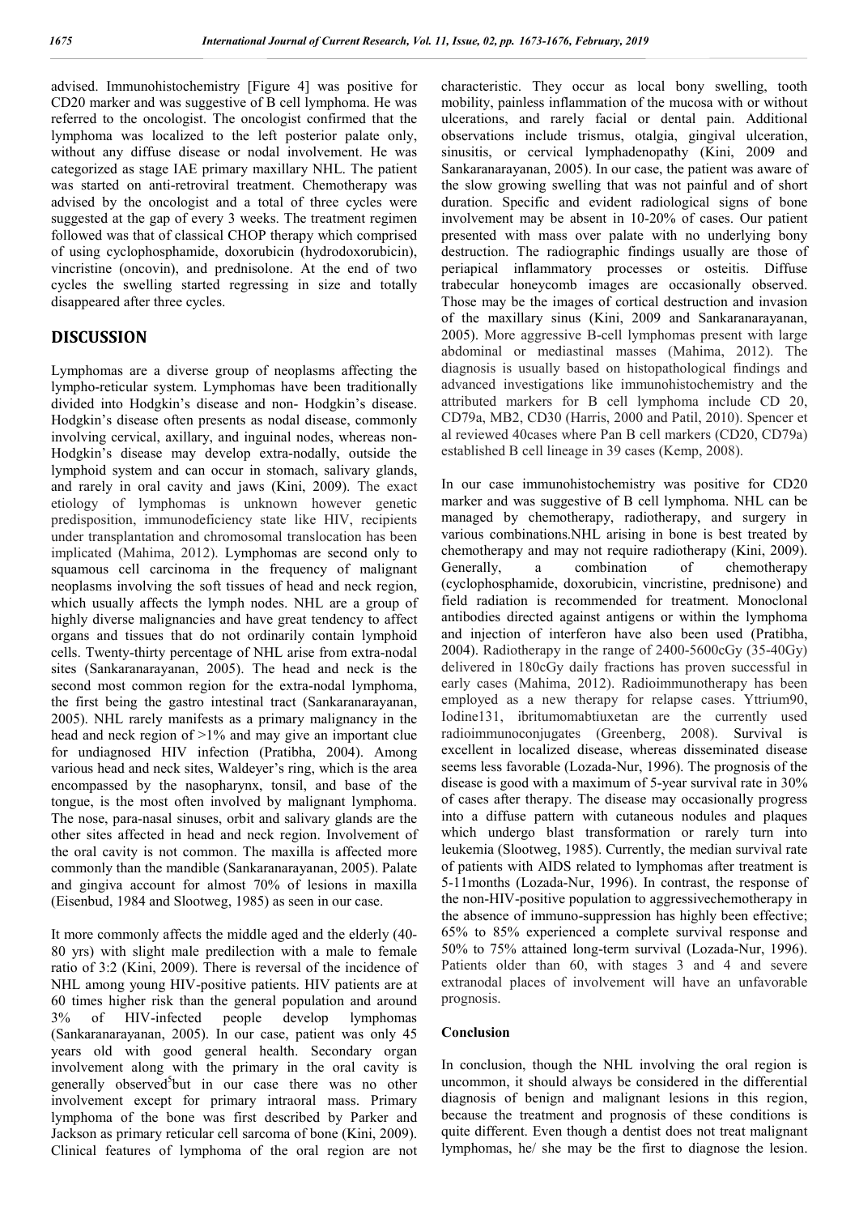advised. Immunohistochemistry [Figure 4] was positive for CD20 marker and was suggestive of B cell lymphoma. He was referred to the oncologist. The oncologist confirmed that the lymphoma was localized to the left posterior palate only, without any diffuse disease or nodal involvement. He was categorized as stage IAE primary maxillary NHL. The patient was started on anti-retroviral treatment. Chemotherapy was advised by the oncologist and a total of three cycles were suggested at the gap of every 3 weeks. The treatment regimen followed was that of classical CHOP therapy which comprised of using cyclophosphamide, doxorubicin (hydrodoxorubicin), vincristine (oncovin), and prednisolone. At the end of two cycles the swelling started regressing in size and totally disappeared after three cycles.

## DISCUSSION

Lymphomas are a diverse group of neoplasms affecting the lympho-reticular system. Lymphomas have been traditionally divided into Hodgkin's disease and non- Hodgkin's disease. Hodgkin's disease often presents as nodal disease, commonly involving cervical, axillary, and inguinal nodes, whereas non-Hodgkin's disease may develop extra-nodally, outside the lymphoid system and can occur in stomach, salivary glands, and rarely in oral cavity and jaws (Kini, 2009). The exact etiology of lymphomas is unknown however genetic predisposition, immunodeficiency state like HIV, recipients under transplantation and chromosomal translocation has been implicated (Mahima, 2012). Lymphomas are second only to squamous cell carcinoma in the frequency of malignant neoplasms involving the soft tissues of head and neck region, which usually affects the lymph nodes. NHL are a group of highly diverse malignancies and have great tendency to affect organs and tissues that do not ordinarily contain lymphoid cells. Twenty-thirty percentage of NHL arise from extra-nodal sites (Sankaranarayanan, 2005). The head and neck is the second most common region for the extra-nodal lymphoma, the first being the gastro intestinal tract (Sankaranarayanan, 2005). NHL rarely manifests as a primary malignancy in the head and neck region of >1% and may give an important clue for undiagnosed HIV infection (Pratibha, 2004). Among various head and neck sites, Waldeyer's ring, which is the area encompassed by the nasopharynx, tonsil, and base of the tongue, is the most often involved by malignant lymphoma. The nose, para-nasal sinuses, orbit and salivary glands are the other sites affected in head and neck region. Involvement of the oral cavity is not common. The maxilla is affected more commonly than the mandible (Sankaranarayanan, 2005). Palate and gingiva account for almost 70% of lesions in maxilla (Eisenbud, 1984 and Slootweg, 1985) as seen in our case.

It more commonly affects the middle aged and the elderly (40-80 yrs) with slight male predilection with a male to female ratio of 3:2 (Kini, 2009). There is reversal of the incidence of NHL among young HIV-positive patients. HIV patients are at 60 times higher risk than the general population and around 3% of HIV-infected people develop lymphomas (Sankaranarayanan, 2005). In our case, patient was only 45 years old with good general health. Secondary organ involvement along with the primary in the oral cavity is generally observed[5]but in our case there was no other involvement except for primary intraoral mass. Primary lymphoma of the bone was first described by Parker and Jackson as primary reticular cell sarcoma of bone (Kini, 2009). Clinical features of lymphoma of the oral region are not characteristic. They occur as local bony swelling, tooth mobility, painless inflammation of the mucosa with or without ulcerations, and rarely facial or dental pain. Additional observations include trismus, otalgia, gingival ulceration, sinusitis, or cervical lymphadenopathy (Kini, 2009 and Sankaranarayanan, 2005). In our case, the patient was aware of the slow growing swelling that was not painful and of short duration. Specific and evident radiological signs of bone involvement may be absent in 10-20% of cases. Our patient presented with mass over palate with no underlying bony destruction. The radiographic findings usually are those of periapical inflammatory processes or osteitis. Diffuse trabecular honeycomb images are occasionally observed. Those may be the images of cortical destruction and invasion of the maxillary sinus (Kini, 2009 and Sankaranarayanan, 2005). More aggressive B-cell lymphomas present with large abdominal or mediastinal masses (Mahima, 2012). The diagnosis is usually based on histopathological findings and advanced investigations like immunohistochemistry and the attributed markers for B cell lymphoma include CD 20, CD79a, MB2, CD30 (Harris, 2000 and Patil, 2010). Spencer et al reviewed 40cases where Pan B cell markers (CD20, CD79a) established B cell lineage in 39 cases (Kemp, 2008).

In our case immunohistochemistry was positive for CD20 marker and was suggestive of B cell lymphoma. NHL can be managed by chemotherapy, radiotherapy, and surgery in various combinations.NHL arising in bone is best treated by chemotherapy and may not require radiotherapy (Kini, 2009). Generally, a combination of chemotherapy (cyclophosphamide, doxorubicin, vincristine, prednisone) and field radiation is recommended for treatment. Monoclonal antibodies directed against antigens or within the lymphoma and injection of interferon have also been used (Pratibha, 2004). Radiotherapy in the range of 2400-5600cGy (35-40Gy) delivered in 180cGy daily fractions has proven successful in early cases (Mahima, 2012). Radioimmunotherapy has been employed as a new therapy for relapse cases. Yttrium90, Iodine131, ibritumomabtiuxetan are the currently used radioimmunoconjugates (Greenberg, 2008). Survival is excellent in localized disease, whereas disseminated disease seems less favorable (Lozada-Nur, 1996). The prognosis of the disease is good with a maximum of 5-year survival rate in 30% of cases after therapy. The disease may occasionally progress into a diffuse pattern with cutaneous nodules and plaques which undergo blast transformation or rarely turn into leukemia (Slootweg, 1985). Currently, the median survival rate of patients with AIDS related to lymphomas after treatment is 5-11months (Lozada-Nur, 1996). In contrast, the response of the non-HIV-positive population to aggressivechemotherapy in the absence of immuno-suppression has highly been effective; 65% to 85% experienced a complete survival response and 50% to 75% attained long-term survival (Lozada-Nur, 1996). Patients older than 60, with stages 3 and 4 and severe extranodal places of involvement will have an unfavorable prognosis.

### Conclusion

In conclusion, though the NHL involving the oral region is uncommon, it should always be considered in the differential diagnosis of benign and malignant lesions in this region, because the treatment and prognosis of these conditions is quite different. Even though a dentist does not treat malignant lymphomas, he/ she may be the first to diagnose the lesion.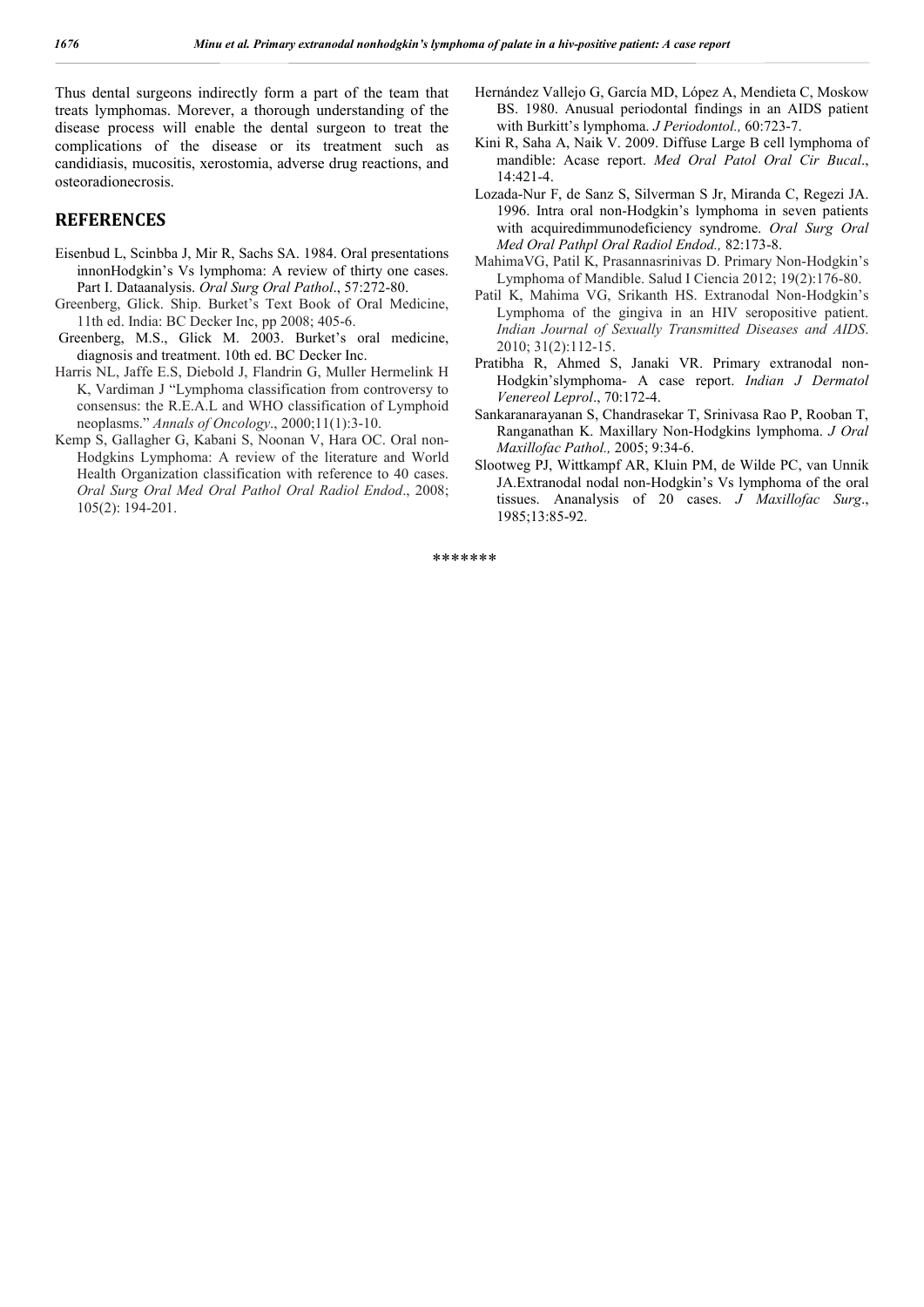Thus dental surgeons indirectly form a part of the team that treats lymphomas. Morever, a thorough understanding of the disease process will enable the dental surgeon to treat the complications of the disease or its treatment such as candidiasis, mucositis, xerostomia, adverse drug reactions, and osteoradionecrosis.

## REFERENCES

Eisenbud L, Scinbba J, Mir R, Sachs SA. 1984. Oral presentations innonHodgkin's Vs lymphoma: A review of thirty one cases. Part I. Dataanalysis. *Oral Surg Oral Pathol*., 57:272-80.

Greenberg, Glick. Ship. Burket's Text Book of Oral Medicine, 11th ed. India: BC Decker Inc, pp 2008; 405-6.

Greenberg, M.S., Glick M. 2003. Burket's oral medicine, diagnosis and treatment. 10th ed. BC Decker Inc.

Harris NL, Jaffe E.S, Diebold J, Flandrin G, Muller Hermelink H K, Vardiman J "Lymphoma classification from controversy to consensus: the R.E.A.L and WHO classification of Lymphoid neoplasms." *Annals of Oncology*., 2000;11(1):3-10.

Kemp S, Gallagher G, Kabani S, Noonan V, Hara OC. Oral non-Hodgkins Lymphoma: A review of the literature and World Health Organization classification with reference to 40 cases. *Oral Surg Oral Med Oral Pathol Oral Radiol Endod*., 2008; 105(2): 194-201.

Hernández Vallejo G, García MD, López A, Mendieta C, Moskow BS. 1980. Anusual periodontal findings in an AIDS patient with Burkitt's lymphoma. *J Periodontol.,* 60:723-7.

Kini R, Saha A, Naik V. 2009. Diffuse Large B cell lymphoma of mandible: Acase report. *Med Oral Patol Oral Cir Bucal*., 14:421-4.

Lozada-Nur F, de Sanz S, Silverman S Jr, Miranda C, Regezi JA. 1996. Intra oral non-Hodgkin's lymphoma in seven patients with acquiredimmunodeficiency syndrome. *Oral Surg Oral Med Oral Pathpl Oral Radiol Endod.,* 82:173-8.

MahimaVG, Patil K, Prasannasrinivas D. Primary Non-Hodgkin's Lymphoma of Mandible. Salud I Ciencia 2012; 19(2):176-80.

Patil K, Mahima VG, Srikanth HS. Extranodal Non-Hodgkin's Lymphoma of the gingiva in an HIV seropositive patient. *Indian Journal of Sexually Transmitted Diseases and AIDS*. 2010; 31(2):112-15.

Pratibha R, Ahmed S, Janaki VR. Primary extranodal non-Hodgkin'slymphoma- A case report. *Indian J Dermatol Venereol Leprol*., 70:172-4.

Sankaranarayanan S, Chandrasekar T, Srinivasa Rao P, Rooban T, Ranganathan K. Maxillary Non-Hodgkins lymphoma. *J Oral Maxillofac Pathol.,* 2005; 9:34-6.

Slootweg PJ, Wittkampf AR, Kluin PM, de Wilde PC, van Unnik JA.Extranodal nodal non-Hodgkin's Vs lymphoma of the oral tissues. Ananalysis of 20 cases. *J Maxillofac Surg*., 1985;13:85-92.

\*\*\*\*\*\*\*